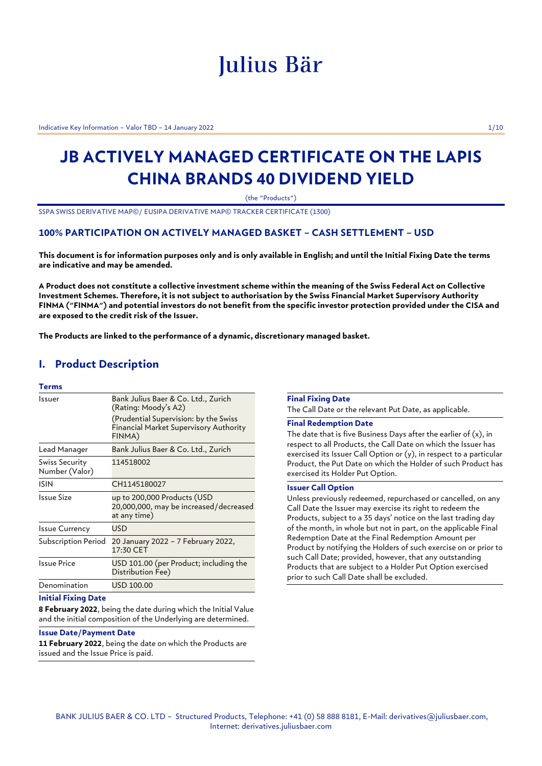# Julius Bär

Indicative Key Information – Valor TBD – 14 January 2022

# JB ACTIVELY MANAGED CERTIFICATE ON THE LAPIS CHINA BRANDS 40 DIVIDEND YIELD

(the "Products")

SSPA SWISS DERIVATIVE MAP©/ EUSIPA DERIVATIVE MAP© TRACKER CERTIFICATE (1300)

### 100% PARTICIPATION ON ACTIVELY MANAGED BASKET – CASH SETTLEMENT – USD

**This document is for information purposes only and is only available in English; and until the Initial Fixing Date the terms are indicative and may be amended.**

**A Product does not constitute a collective investment scheme within the meaning of the Swiss Federal Act on Collective Investment Schemes. Therefore, it is not subject to authorisation by the Swiss Financial Market Supervisory Authority FINMA ("FINMA") and potential investors do not benefit from the specific investor protection provided under the CISA and are exposed to the credit risk of the Issuer.**

**The Products are linked to the performance of a dynamic, discretionary managed basket.**

## I. Product Description

### Terms

| | |
|---|---|
| Issuer | Bank Julius Baer & Co. Ltd., Zurich (Rating: Moody's A2) (Prudential Supervision: by the Swiss Financial Market Supervisory Authority FINMA) |
| Lead Manager | Bank Julius Baer & Co. Ltd., Zurich |
| Swiss Security Number (Valor) | 114518002 |
| ISIN | CH1145180027 |
| Issue Size | up to 200,000 Products (USD 20,000,000, may be increased/decreased at any time) |
| Issue Currency | USD |
| Subscription Period | 20 January 2022 – 7 February 2022, 17:30 CET |
| Issue Price | USD 101.00 (per Product; including the Distribution Fee) |
| Denomination | USD 100.00 |

**Initial Fixing Date**

**8 February 2022**, being the date during which the Initial Value and the initial composition of the Underlying are determined.

**Issue Date/Payment Date**

**11 February 2022**, being the date on which the Products are issued and the Issue Price is paid.

**Final Fixing Date**

The Call Date or the relevant Put Date, as applicable.

**Final Redemption Date**

The date that is five Business Days after the earlier of (x), in respect to all Products, the Call Date on which the Issuer has exercised its Issuer Call Option or (y), in respect to a particular Product, the Put Date on which the Holder of such Product has exercised its Holder Put Option.

**Issuer Call Option**

Unless previously redeemed, repurchased or cancelled, on any Call Date the Issuer may exercise its right to redeem the Products, subject to a 35 days' notice on the last trading day of the month, in whole but not in part, on the applicable Final Redemption Date at the Final Redemption Amount per Product by notifying the Holders of such exercise on or prior to such Call Date; provided, however, that any outstanding Products that are subject to a Holder Put Option exercised prior to such Call Date shall be excluded.

BANK JULIUS BAER & CO. LTD – Structured Products, Telephone: +41 (0) 58 888 8181, E-Mail: derivatives@juliusbaer.com, Internet: derivatives.juliusbaer.com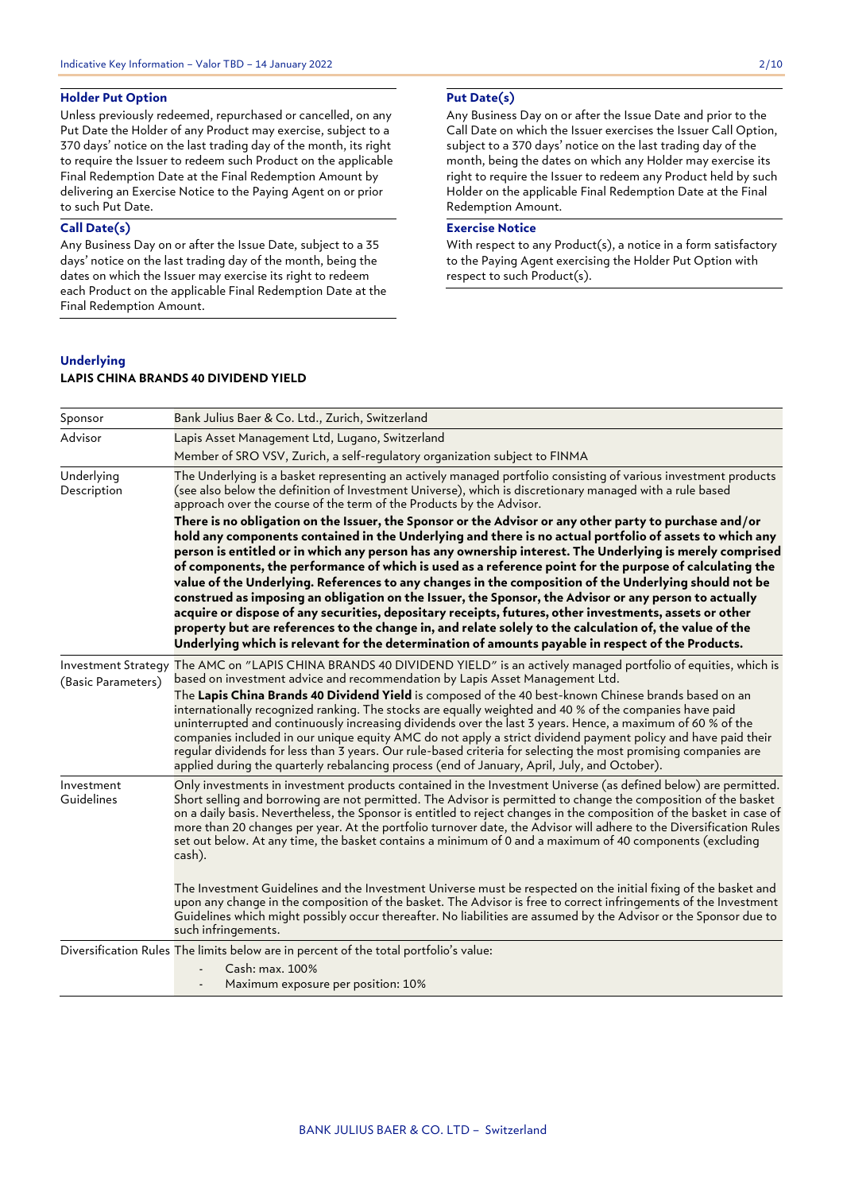### Holder Put Option

Unless previously redeemed, repurchased or cancelled, on any Put Date the Holder of any Product may exercise, subject to a 370 days' notice on the last trading day of the month, its right to require the Issuer to redeem such Product on the applicable Final Redemption Date at the Final Redemption Amount by delivering an Exercise Notice to the Paying Agent on or prior to such Put Date.

### Call Date(s)

Any Business Day on or after the Issue Date, subject to a 35 days' notice on the last trading day of the month, being the dates on which the Issuer may exercise its right to redeem each Product on the applicable Final Redemption Date at the Final Redemption Amount.

### Put Date(s)

Any Business Day on or after the Issue Date and prior to the Call Date on which the Issuer exercises the Issuer Call Option, subject to a 370 days' notice on the last trading day of the month, being the dates on which any Holder may exercise its right to require the Issuer to redeem any Product held by such Holder on the applicable Final Redemption Date at the Final Redemption Amount.

### Exercise Notice

With respect to any Product(s), a notice in a form satisfactory to the Paying Agent exercising the Holder Put Option with respect to such Product(s).

### Underlying

**LAPIS CHINA BRANDS 40 DIVIDEND YIELD**

| | |
|---|---|
| Sponsor | Bank Julius Baer & Co. Ltd., Zurich, Switzerland |
| Advisor | Lapis Asset Management Ltd, Lugano, Switzerland<br>Member of SRO VSV, Zurich, a self-regulatory organization subject to FINMA |
| Underlying Description | The Underlying is a basket representing an actively managed portfolio consisting of various investment products (see also below the definition of Investment Universe), which is discretionary managed with a rule based approach over the course of the term of the Products by the Advisor.<br>**There is no obligation on the Issuer, the Sponsor or the Advisor or any other party to purchase and/or hold any components contained in the Underlying and there is no actual portfolio of assets to which any person is entitled or in which any person has any ownership interest. The Underlying is merely comprised of components, the performance of which is used as a reference point for the purpose of calculating the value of the Underlying. References to any changes in the composition of the Underlying should not be construed as imposing an obligation on the Issuer, the Sponsor, the Advisor or any person to actually acquire or dispose of any securities, depositary receipts, futures, other investments, assets or other property but are references to the change in, and relate solely to the calculation of, the value of the Underlying which is relevant for the determination of amounts payable in respect of the Products.** |
| Investment Strategy (Basic Parameters) | The AMC on "LAPIS CHINA BRANDS 40 DIVIDEND YIELD" is an actively managed portfolio of equities, which is based on investment advice and recommendation by Lapis Asset Management Ltd.<br>The **Lapis China Brands 40 Dividend Yield** is composed of the 40 best-known Chinese brands based on an internationally recognized ranking. The stocks are equally weighted and 40 % of the companies have paid uninterrupted and continuously increasing dividends over the last 3 years. Hence, a maximum of 60 % of the companies included in our unique equity AMC do not apply a strict dividend payment policy and have paid their regular dividends for less than 3 years. Our rule-based criteria for selecting the most promising companies are applied during the quarterly rebalancing process (end of January, April, July, and October). |
| Investment Guidelines | Only investments in investment products contained in the Investment Universe (as defined below) are permitted. Short selling and borrowing are not permitted. The Advisor is permitted to change the composition of the basket on a daily basis. Nevertheless, the Sponsor is entitled to reject changes in the composition of the basket in case of more than 20 changes per year. At the portfolio turnover date, the Advisor will adhere to the Diversification Rules set out below. At any time, the basket contains a minimum of 0 and a maximum of 40 components (excluding cash).<br><br>The Investment Guidelines and the Investment Universe must be respected on the initial fixing of the basket and upon any change in the composition of the basket. The Advisor is free to correct infringements of the Investment Guidelines which might possibly occur thereafter. No liabilities are assumed by the Advisor or the Sponsor due to such infringements. |
| Diversification Rules | The limits below are in percent of the total portfolio's value:<br>- Cash: max. 100%<br>- Maximum exposure per position: 10% |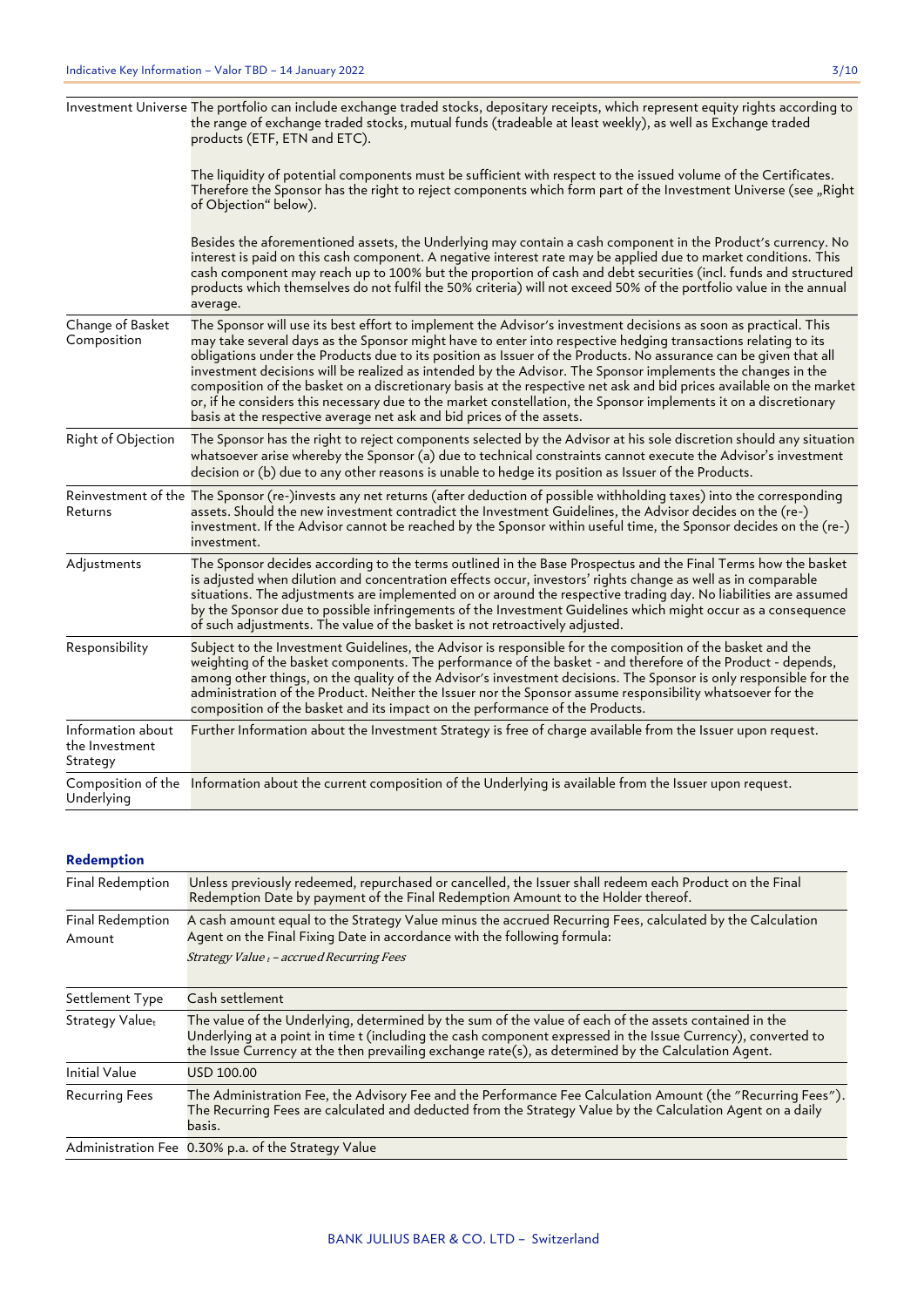| | |
|---|---|
| Investment Universe | The portfolio can include exchange traded stocks, depositary receipts, which represent equity rights according to the range of exchange traded stocks, mutual funds (tradeable at least weekly), as well as Exchange traded products (ETF, ETN and ETC).<br><br>The liquidity of potential components must be sufficient with respect to the issued volume of the Certificates. Therefore the Sponsor has the right to reject components which form part of the Investment Universe (see „Right of Objection" below).<br><br>Besides the aforementioned assets, the Underlying may contain a cash component in the Product's currency. No interest is paid on this cash component. A negative interest rate may be applied due to market conditions. This cash component may reach up to 100% but the proportion of cash and debt securities (incl. funds and structured products which themselves do not fulfil the 50% criteria) will not exceed 50% of the portfolio value in the annual average. |
| Change of Basket Composition | The Sponsor will use its best effort to implement the Advisor's investment decisions as soon as practical. This may take several days as the Sponsor might have to enter into respective hedging transactions relating to its obligations under the Products due to its position as Issuer of the Products. No assurance can be given that all investment decisions will be realized as intended by the Advisor. The Sponsor implements the changes in the composition of the basket on a discretionary basis at the respective net ask and bid prices available on the market or, if he considers this necessary due to the market constellation, the Sponsor implements it on a discretionary basis at the respective average net ask and bid prices of the assets. |
| Right of Objection | The Sponsor has the right to reject components selected by the Advisor at his sole discretion should any situation whatsoever arise whereby the Sponsor (a) due to technical constraints cannot execute the Advisor's investment decision or (b) due to any other reasons is unable to hedge its position as Issuer of the Products. |
| Reinvestment of the Returns | The Sponsor (re-)invests any net returns (after deduction of possible withholding taxes) into the corresponding assets. Should the new investment contradict the Investment Guidelines, the Advisor decides on the (re-) investment. If the Advisor cannot be reached by the Sponsor within useful time, the Sponsor decides on the (re-) investment. |
| Adjustments | The Sponsor decides according to the terms outlined in the Base Prospectus and the Final Terms how the basket is adjusted when dilution and concentration effects occur, investors' rights change as well as in comparable situations. The adjustments are implemented on or around the respective trading day. No liabilities are assumed by the Sponsor due to possible infringements of the Investment Guidelines which might occur as a consequence of such adjustments. The value of the basket is not retroactively adjusted. |
| Responsibility | Subject to the Investment Guidelines, the Advisor is responsible for the composition of the basket and the weighting of the basket components. The performance of the basket - and therefore of the Product - depends, among other things, on the quality of the Advisor's investment decisions. The Sponsor is only responsible for the administration of the Product. Neither the Issuer nor the Sponsor assume responsibility whatsoever for the composition of the basket and its impact on the performance of the Products. |
| Information about the Investment Strategy | Further Information about the Investment Strategy is free of charge available from the Issuer upon request. |
| Composition of the Underlying | Information about the current composition of the Underlying is available from the Issuer upon request. |

## Redemption

| | |
|---|---|
| Final Redemption | Unless previously redeemed, repurchased or cancelled, the Issuer shall redeem each Product on the Final Redemption Date by payment of the Final Redemption Amount to the Holder thereof. |
| Final Redemption Amount | A cash amount equal to the Strategy Value minus the accrued Recurring Fees, calculated by the Calculation Agent on the Final Fixing Date in accordance with the following formula:<br>*Strategy Value $_t$ – accrued Recurring Fees* |
| Settlement Type | Cash settlement |
| Strategy Value$_t$ | The value of the Underlying, determined by the sum of the value of each of the assets contained in the Underlying at a point in time t (including the cash component expressed in the Issue Currency), converted to the Issue Currency at the then prevailing exchange rate(s), as determined by the Calculation Agent. |
| Initial Value | USD 100.00 |
| Recurring Fees | The Administration Fee, the Advisory Fee and the Performance Fee Calculation Amount (the "Recurring Fees"). The Recurring Fees are calculated and deducted from the Strategy Value by the Calculation Agent on a daily basis. |
| Administration Fee | 0.30% p.a. of the Strategy Value |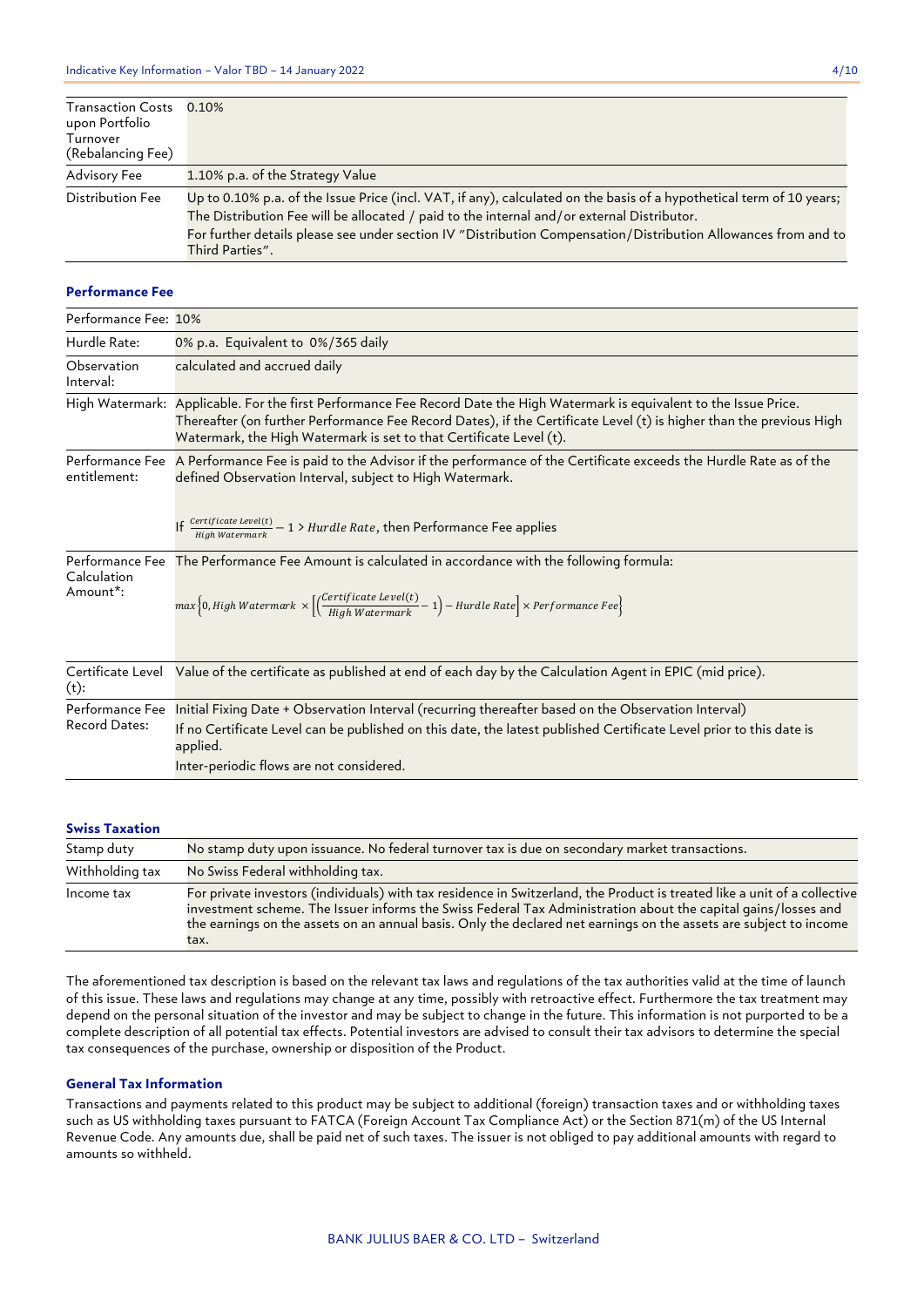| | |
|---|---|
| Transaction Costs upon Portfolio Turnover (Rebalancing Fee) | 0.10% |
| Advisory Fee | 1.10% p.a. of the Strategy Value |
| Distribution Fee | Up to 0.10% p.a. of the Issue Price (incl. VAT, if any), calculated on the basis of a hypothetical term of 10 years; The Distribution Fee will be allocated / paid to the internal and/or external Distributor. For further details please see under section IV "Distribution Compensation/Distribution Allowances from and to Third Parties". |

### Performance Fee

| | |
|---|---|
| Performance Fee: | 10% |
| Hurdle Rate: | 0% p.a. Equivalent to 0%/365 daily |
| Observation Interval: | calculated and accrued daily |
| High Watermark: | Applicable. For the first Performance Fee Record Date the High Watermark is equivalent to the Issue Price. Thereafter (on further Performance Fee Record Dates), if the Certificate Level (t) is higher than the previous High Watermark, the High Watermark is set to that Certificate Level (t). |
| Performance Fee entitlement: | A Performance Fee is paid to the Advisor if the performance of the Certificate exceeds the Hurdle Rate as of the defined Observation Interval, subject to High Watermark. If $\frac{Certificate\ Level(t)}{High\ Watermark} - 1 > Hurdle\ Rate$, then Performance Fee applies |
| Performance Fee Calculation Amount*: | The Performance Fee Amount is calculated in accordance with the following formula: $max\left\{0, High\ Watermark \times \left[\left(\frac{Certificate\ Level(t)}{High\ Watermark} - 1\right) - Hurdle\ Rate\right] \times Performance\ Fee\right\}$ |
| Certificate Level (t): | Value of the certificate as published at end of each day by the Calculation Agent in EPIC (mid price). |
| Performance Fee Record Dates: | Initial Fixing Date + Observation Interval (recurring thereafter based on the Observation Interval) If no Certificate Level can be published on this date, the latest published Certificate Level prior to this date is applied. Inter-periodic flows are not considered. |

### Swiss Taxation

| | |
|---|---|
| Stamp duty | No stamp duty upon issuance. No federal turnover tax is due on secondary market transactions. |
| Withholding tax | No Swiss Federal withholding tax. |
| Income tax | For private investors (individuals) with tax residence in Switzerland, the Product is treated like a unit of a collective investment scheme. The Issuer informs the Swiss Federal Tax Administration about the capital gains/losses and the earnings on the assets on an annual basis. Only the declared net earnings on the assets are subject to income tax. |

The aforementioned tax description is based on the relevant tax laws and regulations of the tax authorities valid at the time of launch of this issue. These laws and regulations may change at any time, possibly with retroactive effect. Furthermore the tax treatment may depend on the personal situation of the investor and may be subject to change in the future. This information is not purported to be a complete description of all potential tax effects. Potential investors are advised to consult their tax advisors to determine the special tax consequences of the purchase, ownership or disposition of the Product.

### General Tax Information

Transactions and payments related to this product may be subject to additional (foreign) transaction taxes and or withholding taxes such as US withholding taxes pursuant to FATCA (Foreign Account Tax Compliance Act) or the Section 871(m) of the US Internal Revenue Code. Any amounts due, shall be paid net of such taxes. The issuer is not obliged to pay additional amounts with regard to amounts so withheld.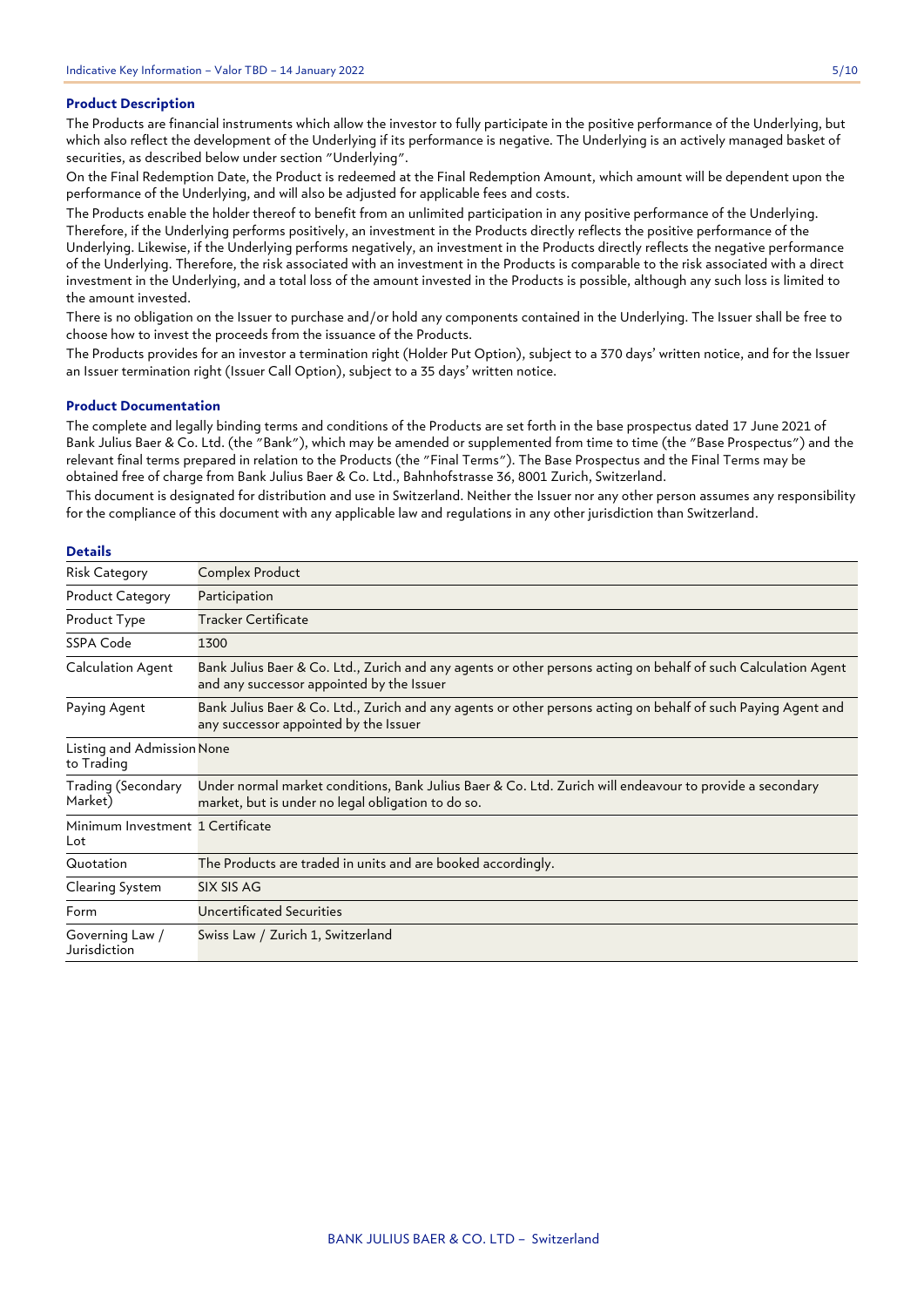## Product Description

The Products are financial instruments which allow the investor to fully participate in the positive performance of the Underlying, but which also reflect the development of the Underlying if its performance is negative. The Underlying is an actively managed basket of securities, as described below under section "Underlying".

On the Final Redemption Date, the Product is redeemed at the Final Redemption Amount, which amount will be dependent upon the performance of the Underlying, and will also be adjusted for applicable fees and costs.

The Products enable the holder thereof to benefit from an unlimited participation in any positive performance of the Underlying. Therefore, if the Underlying performs positively, an investment in the Products directly reflects the positive performance of the Underlying. Likewise, if the Underlying performs negatively, an investment in the Products directly reflects the negative performance of the Underlying. Therefore, the risk associated with an investment in the Products is comparable to the risk associated with a direct investment in the Underlying, and a total loss of the amount invested in the Products is possible, although any such loss is limited to the amount invested.

There is no obligation on the Issuer to purchase and/or hold any components contained in the Underlying. The Issuer shall be free to choose how to invest the proceeds from the issuance of the Products.

The Products provides for an investor a termination right (Holder Put Option), subject to a 370 days' written notice, and for the Issuer an Issuer termination right (Issuer Call Option), subject to a 35 days' written notice.

## Product Documentation

The complete and legally binding terms and conditions of the Products are set forth in the base prospectus dated 17 June 2021 of Bank Julius Baer & Co. Ltd. (the "Bank"), which may be amended or supplemented from time to time (the "Base Prospectus") and the relevant final terms prepared in relation to the Products (the "Final Terms"). The Base Prospectus and the Final Terms may be obtained free of charge from Bank Julius Baer & Co. Ltd., Bahnhofstrasse 36, 8001 Zurich, Switzerland.

This document is designated for distribution and use in Switzerland. Neither the Issuer nor any other person assumes any responsibility for the compliance of this document with any applicable law and regulations in any other jurisdiction than Switzerland.

## Details

| | |
|---|---|
| Risk Category | Complex Product |
| Product Category | Participation |
| Product Type | Tracker Certificate |
| SSPA Code | 1300 |
| Calculation Agent | Bank Julius Baer & Co. Ltd., Zurich and any agents or other persons acting on behalf of such Calculation Agent and any successor appointed by the Issuer |
| Paying Agent | Bank Julius Baer & Co. Ltd., Zurich and any agents or other persons acting on behalf of such Paying Agent and any successor appointed by the Issuer |
| Listing and Admission to Trading | None |
| Trading (Secondary Market) | Under normal market conditions, Bank Julius Baer & Co. Ltd. Zurich will endeavour to provide a secondary market, but is under no legal obligation to do so. |
| Minimum Investment Lot | 1 Certificate |
| Quotation | The Products are traded in units and are booked accordingly. |
| Clearing System | SIX SIS AG |
| Form | Uncertificated Securities |
| Governing Law / Jurisdiction | Swiss Law / Zurich 1, Switzerland |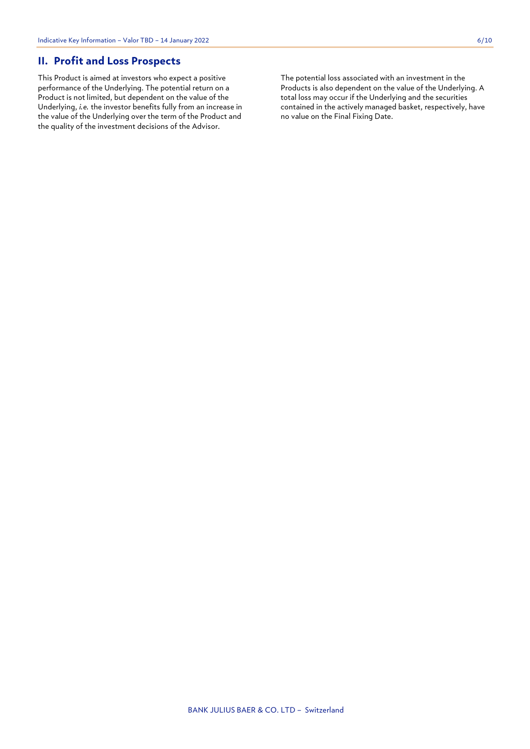## II. Profit and Loss Prospects

This Product is aimed at investors who expect a positive performance of the Underlying. The potential return on a Product is not limited, but dependent on the value of the Underlying, *i.e.* the investor benefits fully from an increase in the value of the Underlying over the term of the Product and the quality of the investment decisions of the Advisor.

The potential loss associated with an investment in the Products is also dependent on the value of the Underlying. A total loss may occur if the Underlying and the securities contained in the actively managed basket, respectively, have no value on the Final Fixing Date.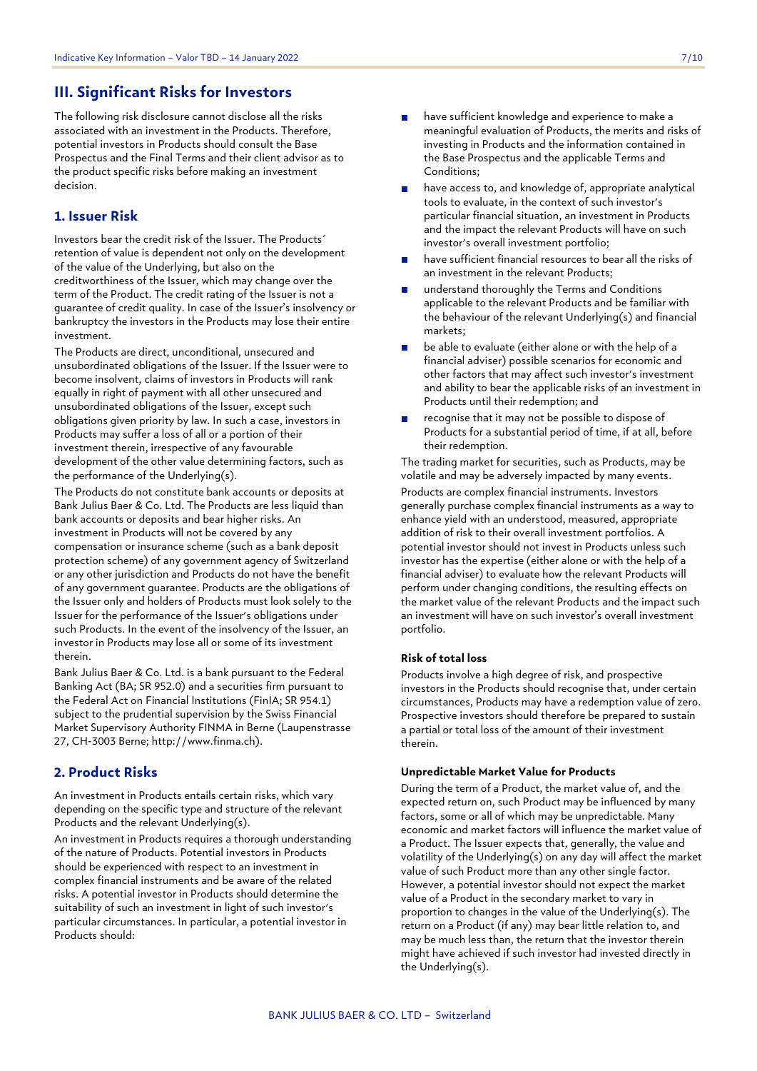## III. Significant Risks for Investors

The following risk disclosure cannot disclose all the risks associated with an investment in the Products. Therefore, potential investors in Products should consult the Base Prospectus and the Final Terms and their client advisor as to the product specific risks before making an investment decision.

### 1. Issuer Risk

Investors bear the credit risk of the Issuer. The Products´ retention of value is dependent not only on the development of the value of the Underlying, but also on the creditworthiness of the Issuer, which may change over the term of the Product. The credit rating of the Issuer is not a guarantee of credit quality. In case of the Issuer's insolvency or bankruptcy the investors in the Products may lose their entire investment.

The Products are direct, unconditional, unsecured and unsubordinated obligations of the Issuer. If the Issuer were to become insolvent, claims of investors in Products will rank equally in right of payment with all other unsecured and unsubordinated obligations of the Issuer, except such obligations given priority by law. In such a case, investors in Products may suffer a loss of all or a portion of their investment therein, irrespective of any favourable development of the other value determining factors, such as the performance of the Underlying(s).

The Products do not constitute bank accounts or deposits at Bank Julius Baer & Co. Ltd. The Products are less liquid than bank accounts or deposits and bear higher risks. An investment in Products will not be covered by any compensation or insurance scheme (such as a bank deposit protection scheme) of any government agency of Switzerland or any other jurisdiction and Products do not have the benefit of any government guarantee. Products are the obligations of the Issuer only and holders of Products must look solely to the Issuer for the performance of the Issuer's obligations under such Products. In the event of the insolvency of the Issuer, an investor in Products may lose all or some of its investment therein.

Bank Julius Baer & Co. Ltd. is a bank pursuant to the Federal Banking Act (BA; SR 952.0) and a securities firm pursuant to the Federal Act on Financial Institutions (FinIA; SR 954.1) subject to the prudential supervision by the Swiss Financial Market Supervisory Authority FINMA in Berne (Laupenstrasse 27, CH-3003 Berne; http://www.finma.ch).

### 2. Product Risks

An investment in Products entails certain risks, which vary depending on the specific type and structure of the relevant Products and the relevant Underlying(s).

An investment in Products requires a thorough understanding of the nature of Products. Potential investors in Products should be experienced with respect to an investment in complex financial instruments and be aware of the related risks. A potential investor in Products should determine the suitability of such an investment in light of such investor's particular circumstances. In particular, a potential investor in Products should:

- have sufficient knowledge and experience to make a meaningful evaluation of Products, the merits and risks of investing in Products and the information contained in the Base Prospectus and the applicable Terms and Conditions;
- have access to, and knowledge of, appropriate analytical tools to evaluate, in the context of such investor's particular financial situation, an investment in Products and the impact the relevant Products will have on such investor's overall investment portfolio;
- have sufficient financial resources to bear all the risks of an investment in the relevant Products;
- understand thoroughly the Terms and Conditions applicable to the relevant Products and be familiar with the behaviour of the relevant Underlying(s) and financial markets;
- be able to evaluate (either alone or with the help of a financial adviser) possible scenarios for economic and other factors that may affect such investor's investment and ability to bear the applicable risks of an investment in Products until their redemption; and
- recognise that it may not be possible to dispose of Products for a substantial period of time, if at all, before their redemption.

The trading market for securities, such as Products, may be volatile and may be adversely impacted by many events.

Products are complex financial instruments. Investors generally purchase complex financial instruments as a way to enhance yield with an understood, measured, appropriate addition of risk to their overall investment portfolios. A potential investor should not invest in Products unless such investor has the expertise (either alone or with the help of a financial adviser) to evaluate how the relevant Products will perform under changing conditions, the resulting effects on the market value of the relevant Products and the impact such an investment will have on such investor's overall investment portfolio.

#### Risk of total loss

Products involve a high degree of risk, and prospective investors in the Products should recognise that, under certain circumstances, Products may have a redemption value of zero. Prospective investors should therefore be prepared to sustain a partial or total loss of the amount of their investment therein.

#### Unpredictable Market Value for Products

During the term of a Product, the market value of, and the expected return on, such Product may be influenced by many factors, some or all of which may be unpredictable. Many economic and market factors will influence the market value of a Product. The Issuer expects that, generally, the value and volatility of the Underlying(s) on any day will affect the market value of such Product more than any other single factor. However, a potential investor should not expect the market value of a Product in the secondary market to vary in proportion to changes in the value of the Underlying(s). The return on a Product (if any) may bear little relation to, and may be much less than, the return that the investor therein might have achieved if such investor had invested directly in the Underlying(s).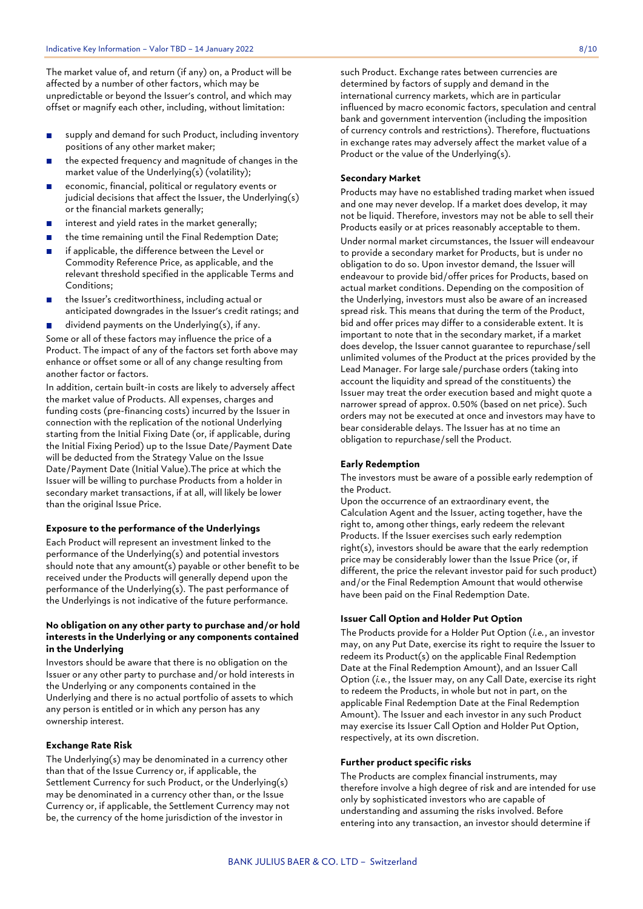The market value of, and return (if any) on, a Product will be affected by a number of other factors, which may be unpredictable or beyond the Issuer's control, and which may offset or magnify each other, including, without limitation:

- supply and demand for such Product, including inventory positions of any other market maker;
- the expected frequency and magnitude of changes in the market value of the Underlying(s) (volatility);
- economic, financial, political or regulatory events or judicial decisions that affect the Issuer, the Underlying(s) or the financial markets generally;
- interest and yield rates in the market generally;
- the time remaining until the Final Redemption Date;
- if applicable, the difference between the Level or Commodity Reference Price, as applicable, and the relevant threshold specified in the applicable Terms and Conditions;
- the Issuer's creditworthiness, including actual or anticipated downgrades in the Issuer's credit ratings; and
- dividend payments on the Underlying(s), if any.

Some or all of these factors may influence the price of a Product. The impact of any of the factors set forth above may enhance or offset some or all of any change resulting from another factor or factors.

In addition, certain built-in costs are likely to adversely affect the market value of Products. All expenses, charges and funding costs (pre-financing costs) incurred by the Issuer in connection with the replication of the notional Underlying starting from the Initial Fixing Date (or, if applicable, during the Initial Fixing Period) up to the Issue Date/Payment Date will be deducted from the Strategy Value on the Issue Date/Payment Date (Initial Value).The price at which the Issuer will be willing to purchase Products from a holder in secondary market transactions, if at all, will likely be lower than the original Issue Price.

**Exposure to the performance of the Underlyings**

Each Product will represent an investment linked to the performance of the Underlying(s) and potential investors should note that any amount(s) payable or other benefit to be received under the Products will generally depend upon the performance of the Underlying(s). The past performance of the Underlyings is not indicative of the future performance.

**No obligation on any other party to purchase and/or hold interests in the Underlying or any components contained in the Underlying**

Investors should be aware that there is no obligation on the Issuer or any other party to purchase and/or hold interests in the Underlying or any components contained in the Underlying and there is no actual portfolio of assets to which any person is entitled or in which any person has any ownership interest.

**Exchange Rate Risk**

The Underlying(s) may be denominated in a currency other than that of the Issue Currency or, if applicable, the Settlement Currency for such Product, or the Underlying(s) may be denominated in a currency other than, or the Issue Currency or, if applicable, the Settlement Currency may not be, the currency of the home jurisdiction of the investor in such Product. Exchange rates between currencies are determined by factors of supply and demand in the international currency markets, which are in particular influenced by macro economic factors, speculation and central bank and government intervention (including the imposition of currency controls and restrictions). Therefore, fluctuations in exchange rates may adversely affect the market value of a Product or the value of the Underlying(s).

**Secondary Market**

Products may have no established trading market when issued and one may never develop. If a market does develop, it may not be liquid. Therefore, investors may not be able to sell their Products easily or at prices reasonably acceptable to them.

Under normal market circumstances, the Issuer will endeavour to provide a secondary market for Products, but is under no obligation to do so. Upon investor demand, the Issuer will endeavour to provide bid/offer prices for Products, based on actual market conditions. Depending on the composition of the Underlying, investors must also be aware of an increased spread risk. This means that during the term of the Product, bid and offer prices may differ to a considerable extent. It is important to note that in the secondary market, if a market does develop, the Issuer cannot guarantee to repurchase/sell unlimited volumes of the Product at the prices provided by the Lead Manager. For large sale/purchase orders (taking into account the liquidity and spread of the constituents) the Issuer may treat the order execution based and might quote a narrower spread of approx. 0.50% (based on net price). Such orders may not be executed at once and investors may have to bear considerable delays. The Issuer has at no time an obligation to repurchase/sell the Product.

**Early Redemption**

The investors must be aware of a possible early redemption of the Product.

Upon the occurrence of an extraordinary event, the Calculation Agent and the Issuer, acting together, have the right to, among other things, early redeem the relevant Products. If the Issuer exercises such early redemption right(s), investors should be aware that the early redemption price may be considerably lower than the Issue Price (or, if different, the price the relevant investor paid for such product) and/or the Final Redemption Amount that would otherwise have been paid on the Final Redemption Date.

**Issuer Call Option and Holder Put Option**

The Products provide for a Holder Put Option (*i.e.*, an investor may, on any Put Date, exercise its right to require the Issuer to redeem its Product(s) on the applicable Final Redemption Date at the Final Redemption Amount), and an Issuer Call Option (*i.e.*, the Issuer may, on any Call Date, exercise its right to redeem the Products, in whole but not in part, on the applicable Final Redemption Date at the Final Redemption Amount). The Issuer and each investor in any such Product may exercise its Issuer Call Option and Holder Put Option, respectively, at its own discretion.

**Further product specific risks**

The Products are complex financial instruments, may therefore involve a high degree of risk and are intended for use only by sophisticated investors who are capable of understanding and assuming the risks involved. Before entering into any transaction, an investor should determine if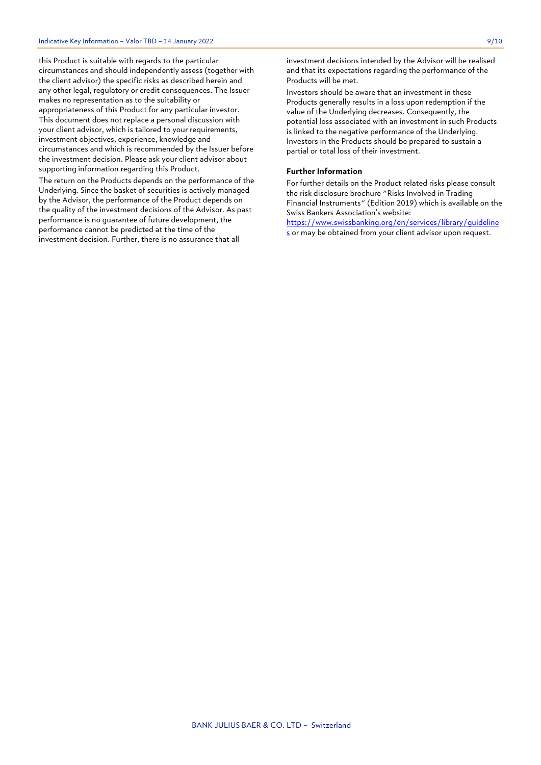this Product is suitable with regards to the particular circumstances and should independently assess (together with the client advisor) the specific risks as described herein and any other legal, regulatory or credit consequences. The Issuer makes no representation as to the suitability or appropriateness of this Product for any particular investor. This document does not replace a personal discussion with your client advisor, which is tailored to your requirements, investment objectives, experience, knowledge and circumstances and which is recommended by the Issuer before the investment decision. Please ask your client advisor about supporting information regarding this Product.

The return on the Products depends on the performance of the Underlying. Since the basket of securities is actively managed by the Advisor, the performance of the Product depends on the quality of the investment decisions of the Advisor. As past performance is no guarantee of future development, the performance cannot be predicted at the time of the investment decision. Further, there is no assurance that all investment decisions intended by the Advisor will be realised and that its expectations regarding the performance of the Products will be met.

Investors should be aware that an investment in these Products generally results in a loss upon redemption if the value of the Underlying decreases. Consequently, the potential loss associated with an investment in such Products is linked to the negative performance of the Underlying. Investors in the Products should be prepared to sustain a partial or total loss of their investment.

**Further Information**

For further details on the Product related risks please consult the risk disclosure brochure "Risks Involved in Trading Financial Instruments" (Edition 2019) which is available on the Swiss Bankers Association's website: https://www.swissbanking.org/en/services/library/guidelines or may be obtained from your client advisor upon request.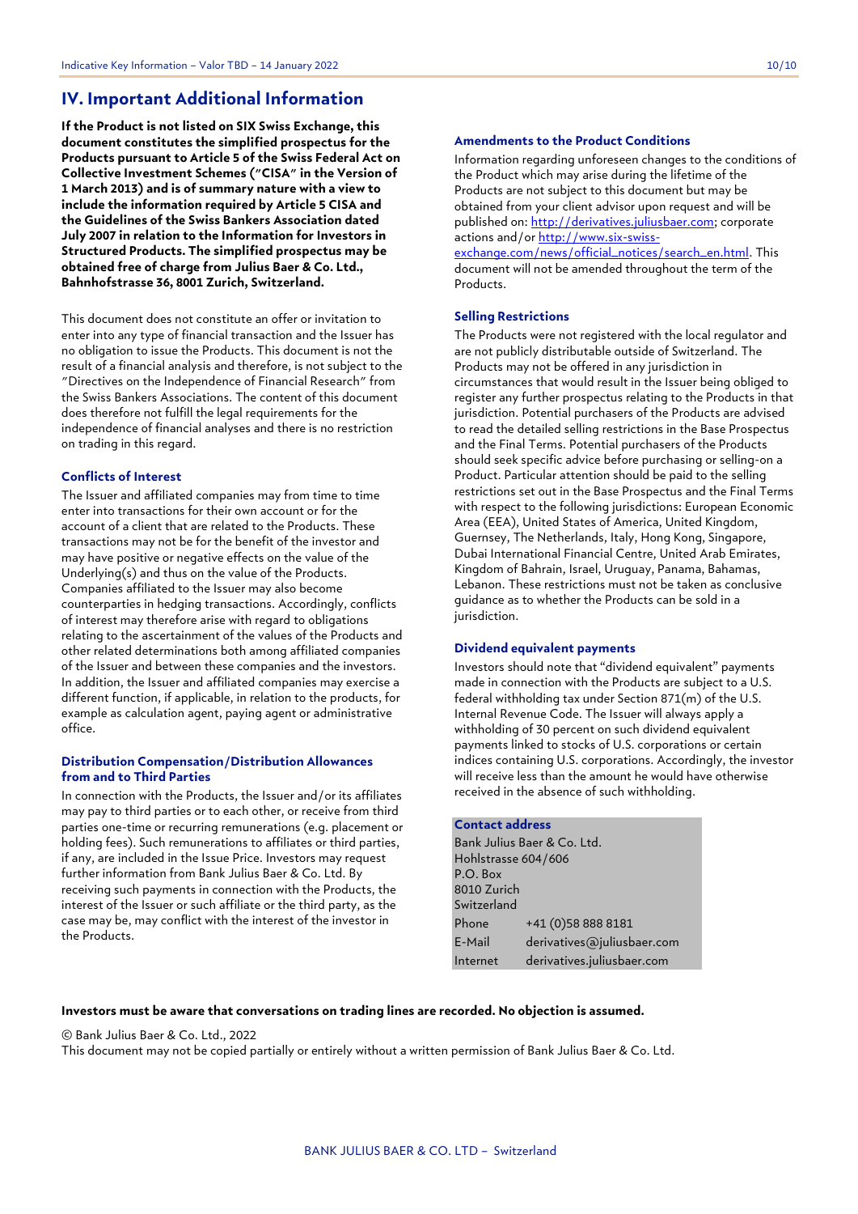## IV. Important Additional Information

**If the Product is not listed on SIX Swiss Exchange, this document constitutes the simplified prospectus for the Products pursuant to Article 5 of the Swiss Federal Act on Collective Investment Schemes ("CISA" in the Version of 1 March 2013) and is of summary nature with a view to include the information required by Article 5 CISA and the Guidelines of the Swiss Bankers Association dated July 2007 in relation to the Information for Investors in Structured Products. The simplified prospectus may be obtained free of charge from Julius Baer & Co. Ltd., Bahnhofstrasse 36, 8001 Zurich, Switzerland.**

This document does not constitute an offer or invitation to enter into any type of financial transaction and the Issuer has no obligation to issue the Products. This document is not the result of a financial analysis and therefore, is not subject to the "Directives on the Independence of Financial Research" from the Swiss Bankers Associations. The content of this document does therefore not fulfill the legal requirements for the independence of financial analyses and there is no restriction on trading in this regard.

### Conflicts of Interest

The Issuer and affiliated companies may from time to time enter into transactions for their own account or for the account of a client that are related to the Products. These transactions may not be for the benefit of the investor and may have positive or negative effects on the value of the Underlying(s) and thus on the value of the Products. Companies affiliated to the Issuer may also become counterparties in hedging transactions. Accordingly, conflicts of interest may therefore arise with regard to obligations relating to the ascertainment of the values of the Products and other related determinations both among affiliated companies of the Issuer and between these companies and the investors. In addition, the Issuer and affiliated companies may exercise a different function, if applicable, in relation to the products, for example as calculation agent, paying agent or administrative office.

### Distribution Compensation/Distribution Allowances from and to Third Parties

In connection with the Products, the Issuer and/or its affiliates may pay to third parties or to each other, or receive from third parties one-time or recurring remunerations (e.g. placement or holding fees). Such remunerations to affiliates or third parties, if any, are included in the Issue Price. Investors may request further information from Bank Julius Baer & Co. Ltd. By receiving such payments in connection with the Products, the interest of the Issuer or such affiliate or the third party, as the case may be, may conflict with the interest of the investor in the Products.

### Amendments to the Product Conditions

Information regarding unforeseen changes to the conditions of the Product which may arise during the lifetime of the Products are not subject to this document but may be obtained from your client advisor upon request and will be published on: http://derivatives.juliusbaer.com; corporate actions and/or http://www.six-swiss-exchange.com/news/official_notices/search_en.html. This document will not be amended throughout the term of the Products.

### Selling Restrictions

The Products were not registered with the local regulator and are not publicly distributable outside of Switzerland. The Products may not be offered in any jurisdiction in circumstances that would result in the Issuer being obliged to register any further prospectus relating to the Products in that jurisdiction. Potential purchasers of the Products are advised to read the detailed selling restrictions in the Base Prospectus and the Final Terms. Potential purchasers of the Products should seek specific advice before purchasing or selling-on a Product. Particular attention should be paid to the selling restrictions set out in the Base Prospectus and the Final Terms with respect to the following jurisdictions: European Economic Area (EEA), United States of America, United Kingdom, Guernsey, The Netherlands, Italy, Hong Kong, Singapore, Dubai International Financial Centre, United Arab Emirates, Kingdom of Bahrain, Israel, Uruguay, Panama, Bahamas, Lebanon. These restrictions must not be taken as conclusive guidance as to whether the Products can be sold in a jurisdiction.

### Dividend equivalent payments

Investors should note that "dividend equivalent" payments made in connection with the Products are subject to a U.S. federal withholding tax under Section 871(m) of the U.S. Internal Revenue Code. The Issuer will always apply a withholding of 30 percent on such dividend equivalent payments linked to stocks of U.S. corporations or certain indices containing U.S. corporations. Accordingly, the investor will receive less than the amount he would have otherwise received in the absence of such withholding.

### Contact address

Bank Julius Baer & Co. Ltd.
Hohlstrasse 604/606
P.O. Box
8010 Zurich
Switzerland

| | |
|---|---|
| Phone | +41 (0)58 888 8181 |
| E-Mail | derivatives@juliusbaer.com |
| Internet | derivatives.juliusbaer.com |

**Investors must be aware that conversations on trading lines are recorded. No objection is assumed.**

© Bank Julius Baer & Co. Ltd., 2022
This document may not be copied partially or entirely without a written permission of Bank Julius Baer & Co. Ltd.